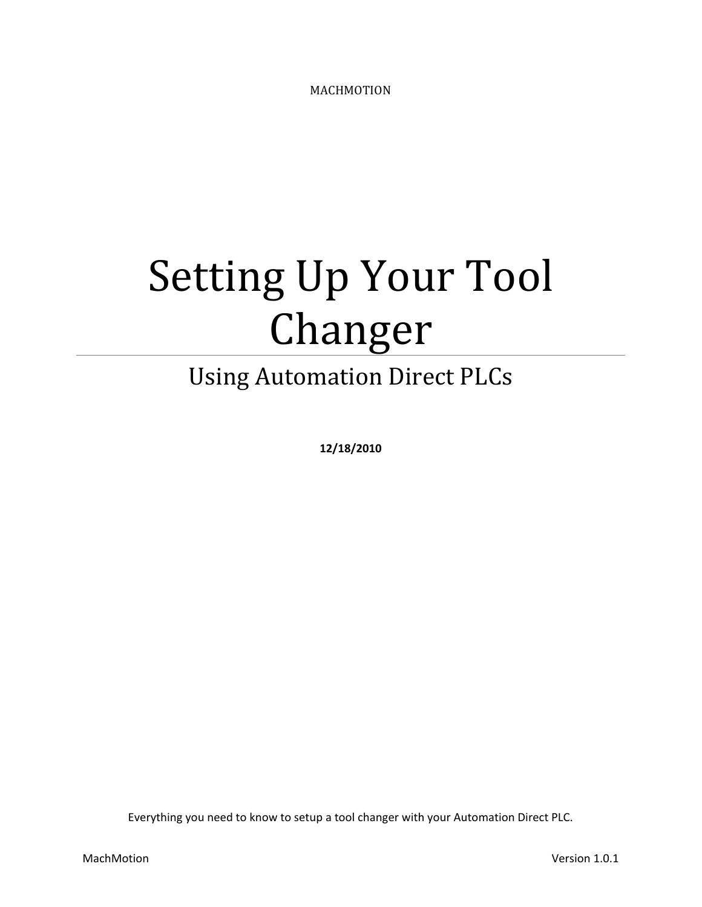MACHMOTION

# Setting Up Your Tool Changer

## Using Automation Direct PLCs

**12/18/2010**

Everything you need to know to setup a tool changer with your Automation Direct PLC.

MachMotion Version 1.0.1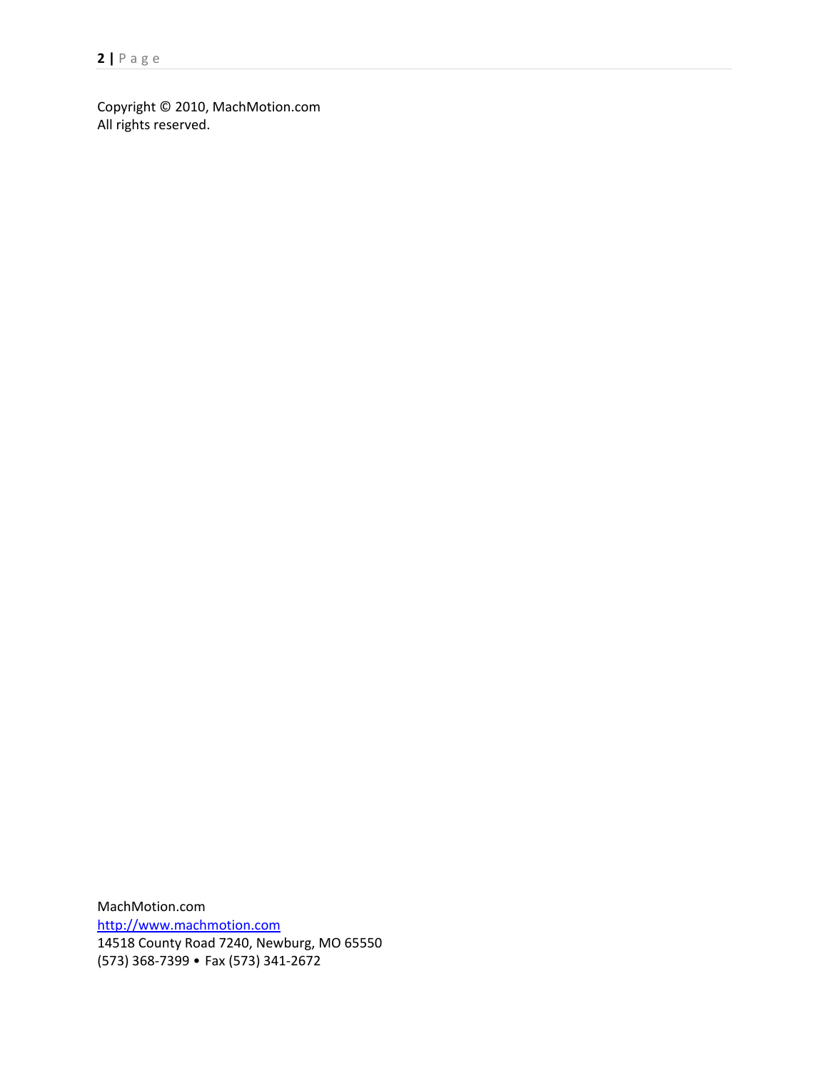Copyright © 2010, MachMotion.com
All rights reserved.

MachMotion.com
http://www.machmotion.com
14518 County Road 7240, Newburg, MO 65550
(573) 368-7399 • Fax (573) 341-2672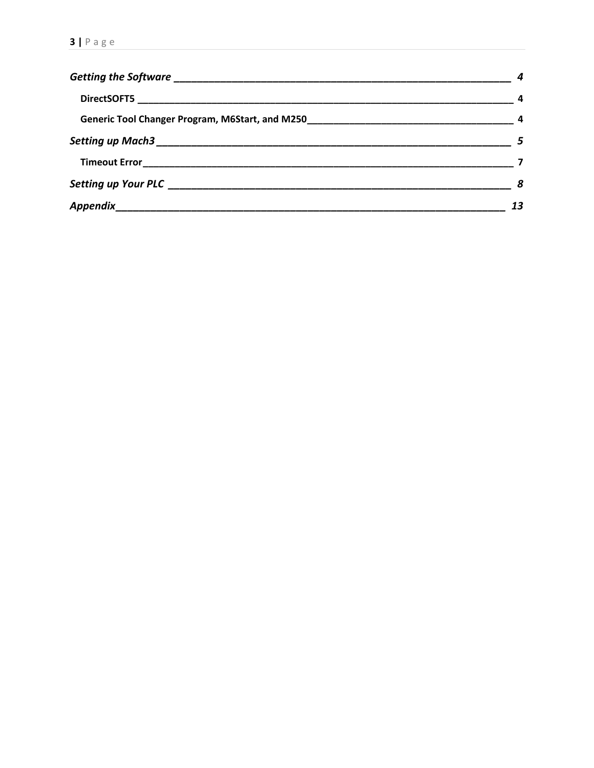*Getting the Software* ____________________________________________ *4*

**DirectSOFT5** ____________________________________________ **4**

**Generic Tool Changer Program, M6Start, and M250** ____________________________________________ **4**

*Setting up Mach3* ____________________________________________ *5*

**Timeout Error** ____________________________________________ **7**

*Setting up Your PLC* ____________________________________________ *8*

*Appendix* ____________________________________________ *13*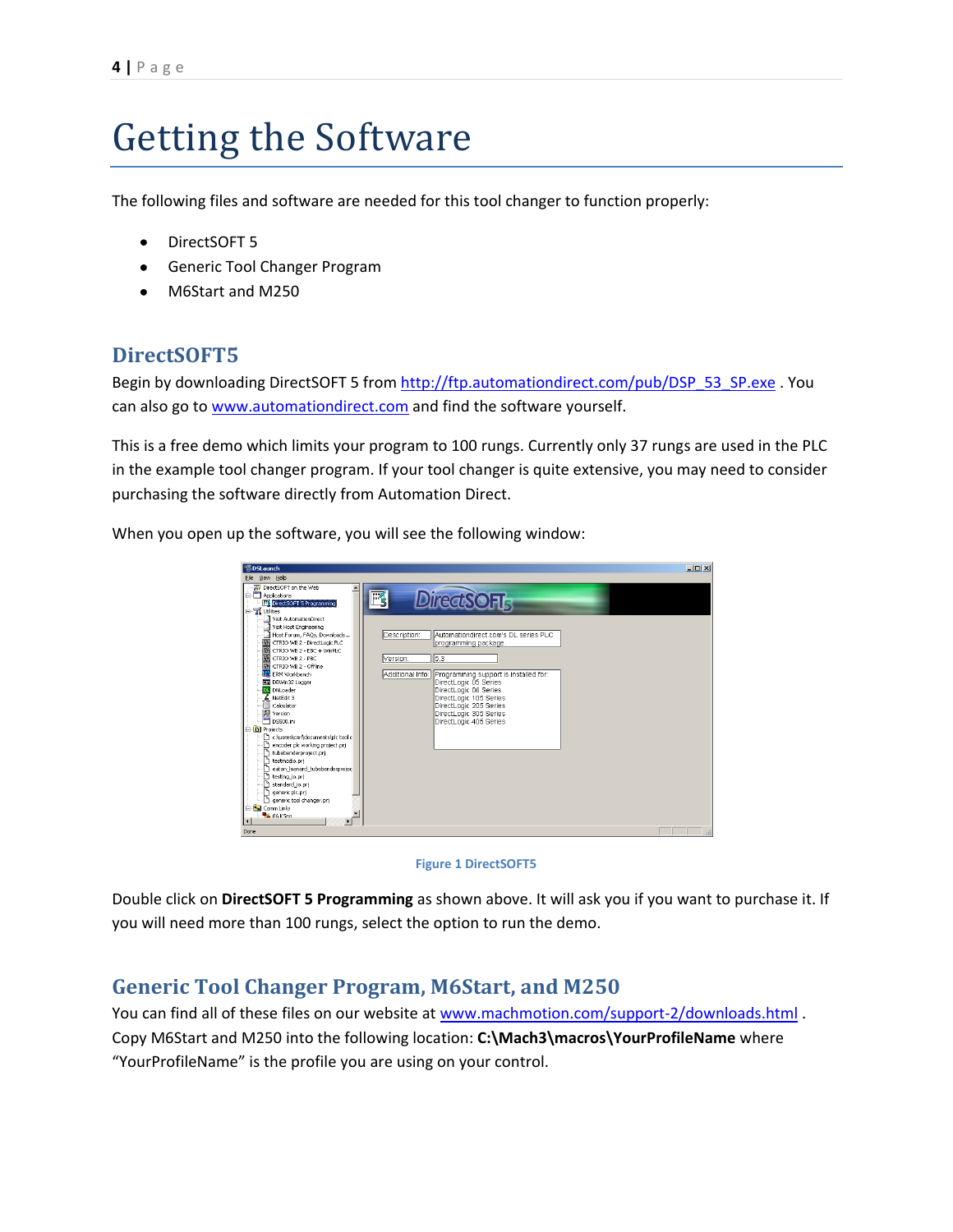# Getting the Software

The following files and software are needed for this tool changer to function properly:

- DirectSOFT 5
- Generic Tool Changer Program
- M6Start and M250

## DirectSOFT5

Begin by downloading DirectSOFT 5 from http://ftp.automationdirect.com/pub/DSP_53_SP.exe . You can also go to www.automationdirect.com and find the software yourself.

This is a free demo which limits your program to 100 rungs. Currently only 37 rungs are used in the PLC in the example tool changer program. If your tool changer is quite extensive, you may need to consider purchasing the software directly from Automation Direct.

When you open up the software, you will see the following window:

Figure 1 DirectSOFT5

Double click on **DirectSOFT 5 Programming** as shown above. It will ask you if you want to purchase it. If you will need more than 100 rungs, select the option to run the demo.

## Generic Tool Changer Program, M6Start, and M250

You can find all of these files on our website at www.machmotion.com/support-2/downloads.html . Copy M6Start and M250 into the following location: **C:\Mach3\macros\YourProfileName** where "YourProfileName" is the profile you are using on your control.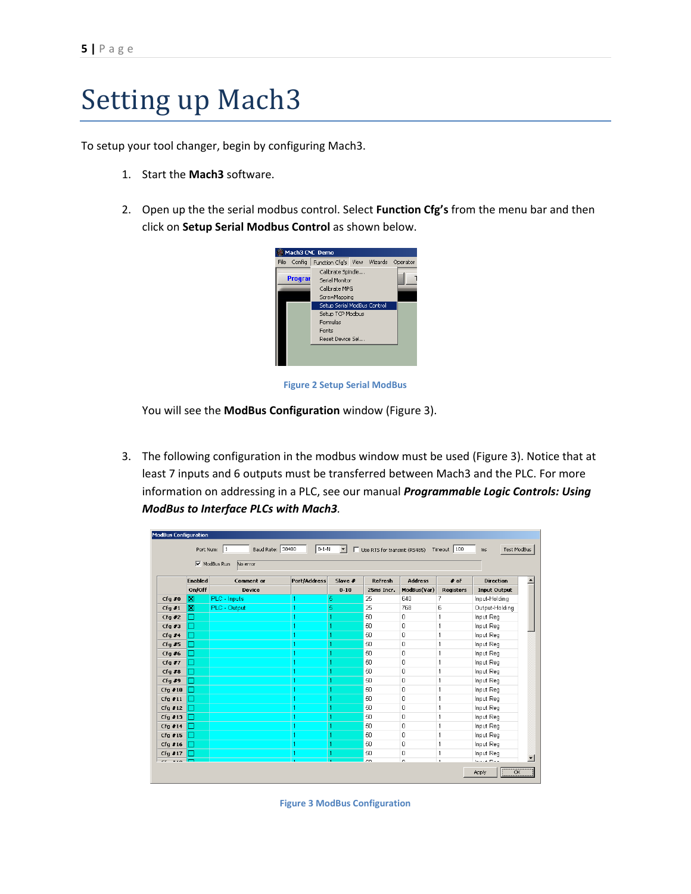# Setting up Mach3

To setup your tool changer, begin by configuring Mach3.

1. Start the **Mach3** software.

2. Open up the the serial modbus control. Select **Function Cfg's** from the menu bar and then click on **Setup Serial Modbus Control** as shown below.

   Figure 2 Setup Serial ModBus

   You will see the **ModBus Configuration** window (Figure 3).

3. The following configuration in the modbus window must be used (Figure 3). Notice that at least 7 inputs and 6 outputs must be transferred between Mach3 and the PLC. For more information on addressing in a PLC, see our manual ***Programmable Logic Controls: Using ModBus to Interface PLCs with Mach3***.

   Figure 3 ModBus Configuration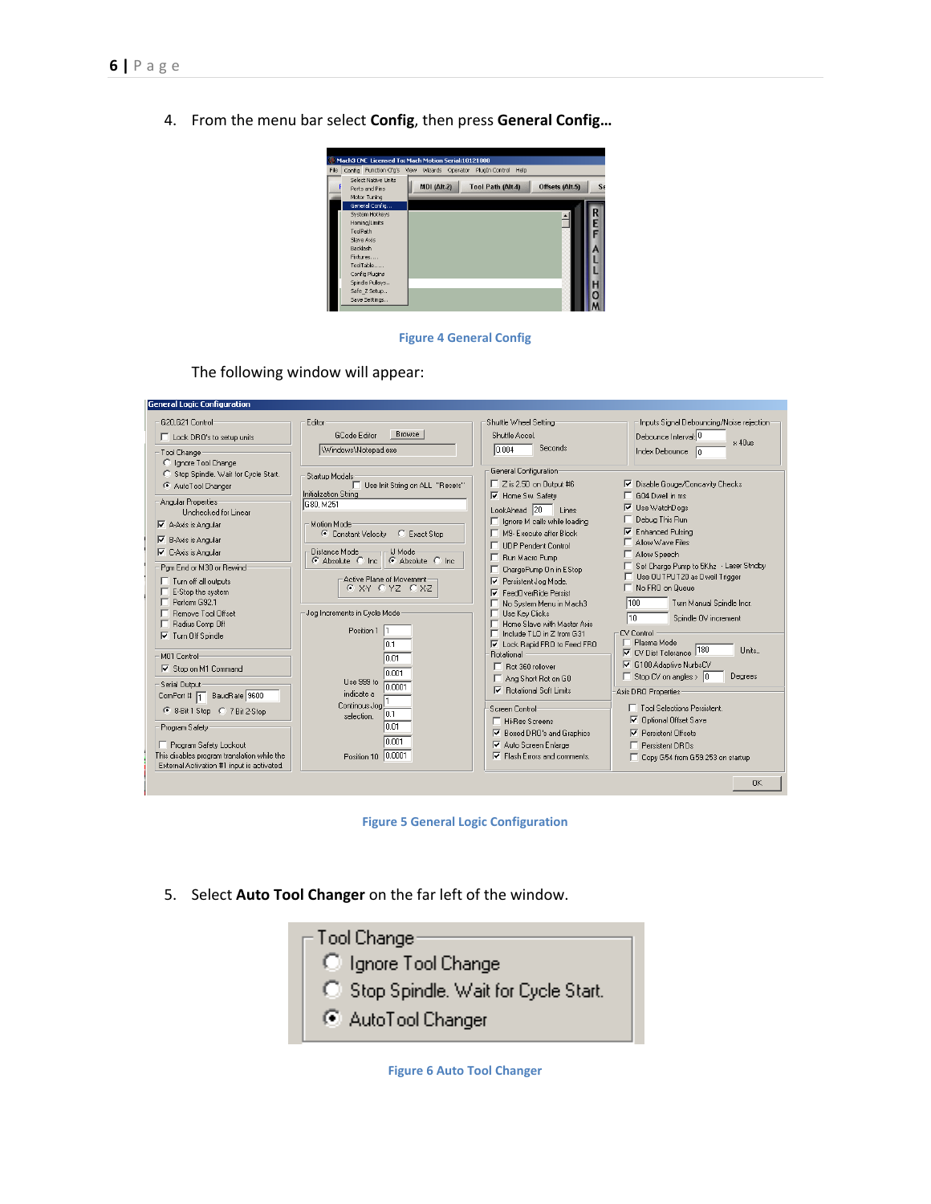4. From the menu bar select **Config**, then press **General Config…**

Figure 4 General Config

The following window will appear:

Figure 5 General Logic Configuration

5. Select **Auto Tool Changer** on the far left of the window.

Figure 6 Auto Tool Changer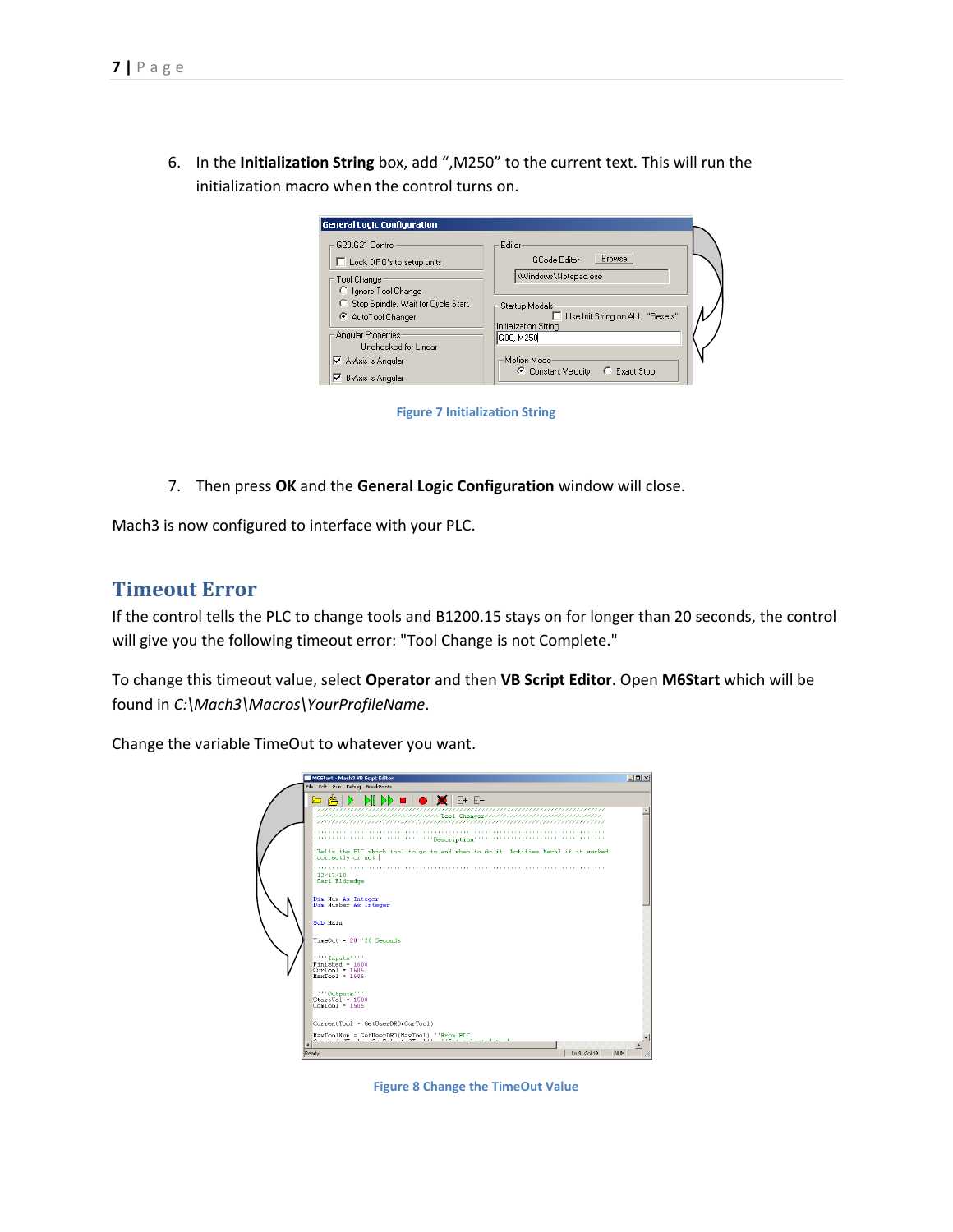6. In the **Initialization String** box, add ",M250" to the current text. This will run the initialization macro when the control turns on.

Figure 7 Initialization String

7. Then press **OK** and the **General Logic Configuration** window will close.

Mach3 is now configured to interface with your PLC.

## Timeout Error

If the control tells the PLC to change tools and B1200.15 stays on for longer than 20 seconds, the control will give you the following timeout error: "Tool Change is not Complete."

To change this timeout value, select **Operator** and then **VB Script Editor**. Open **M6Start** which will be found in *C:\Mach3\Macros\YourProfileName*.

Change the variable TimeOut to whatever you want.

Figure 8 Change the TimeOut Value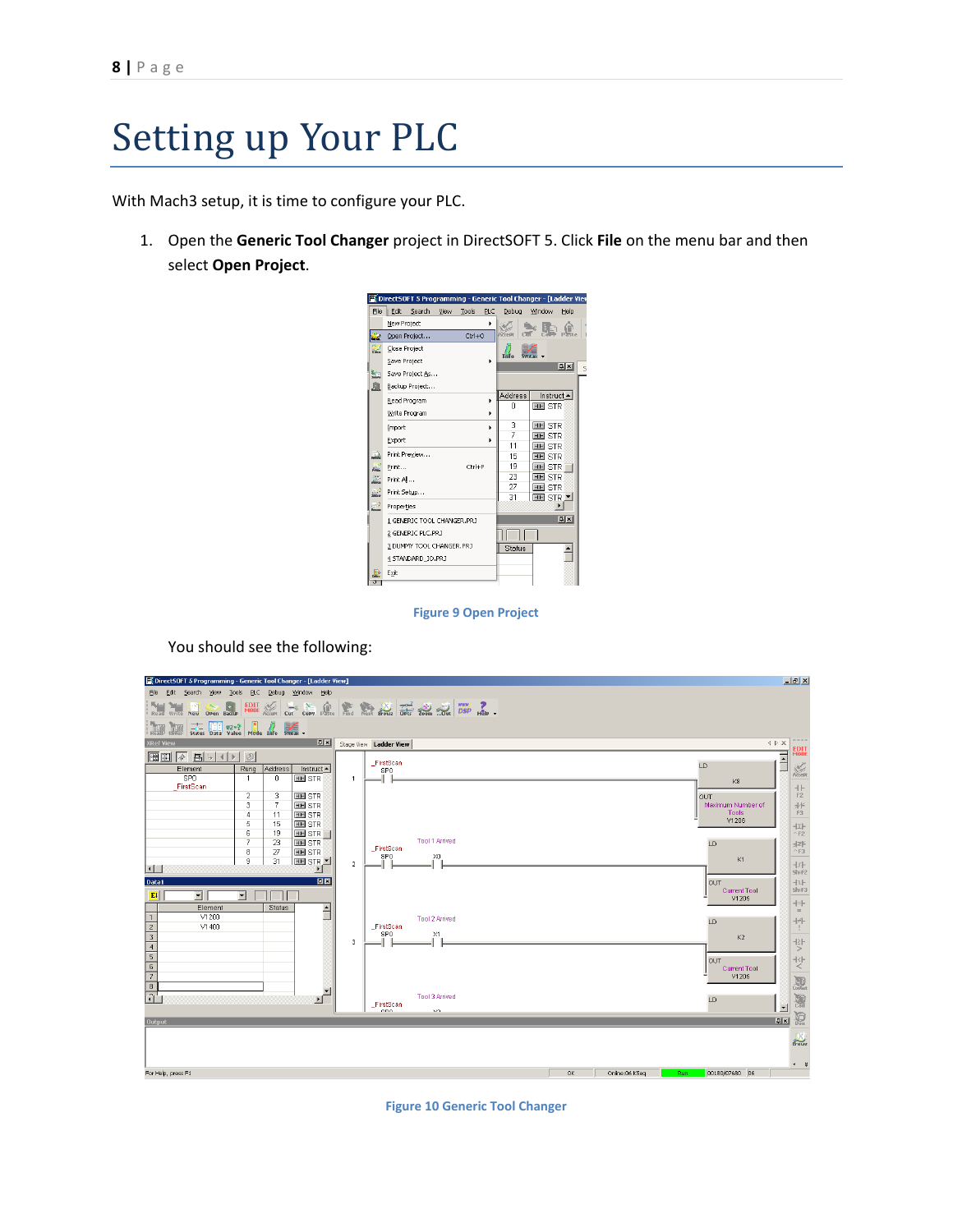# Setting up Your PLC

With Mach3 setup, it is time to configure your PLC.

1. Open the **Generic Tool Changer** project in DirectSOFT 5. Click **File** on the menu bar and then select **Open Project**.

Figure 9 Open Project

You should see the following:

Figure 10 Generic Tool Changer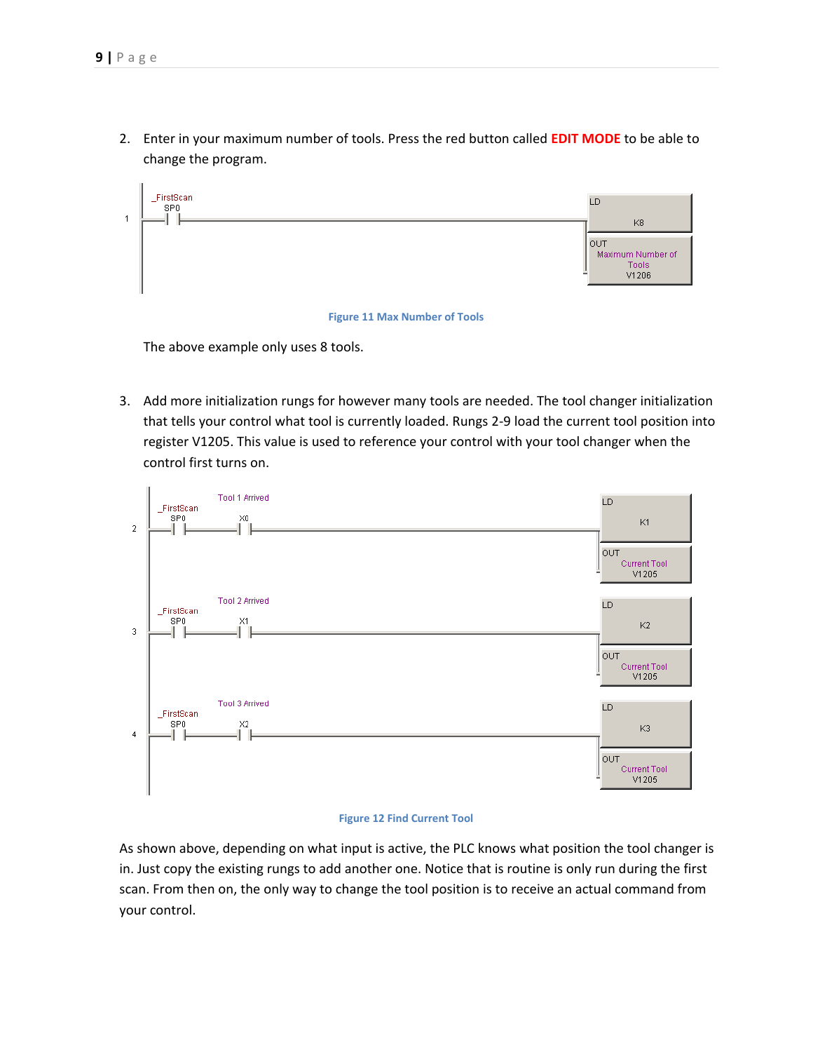2. Enter in your maximum number of tools. Press the red button called **EDIT MODE** to be able to change the program.

Figure 11 Max Number of Tools

The above example only uses 8 tools.

3. Add more initialization rungs for however many tools are needed. The tool changer initialization that tells your control what tool is currently loaded. Rungs 2-9 load the current tool position into register V1205. This value is used to reference your control with your tool changer when the control first turns on.

Figure 12 Find Current Tool

As shown above, depending on what input is active, the PLC knows what position the tool changer is in. Just copy the existing rungs to add another one. Notice that is routine is only run during the first scan. From then on, the only way to change the tool position is to receive an actual command from your control.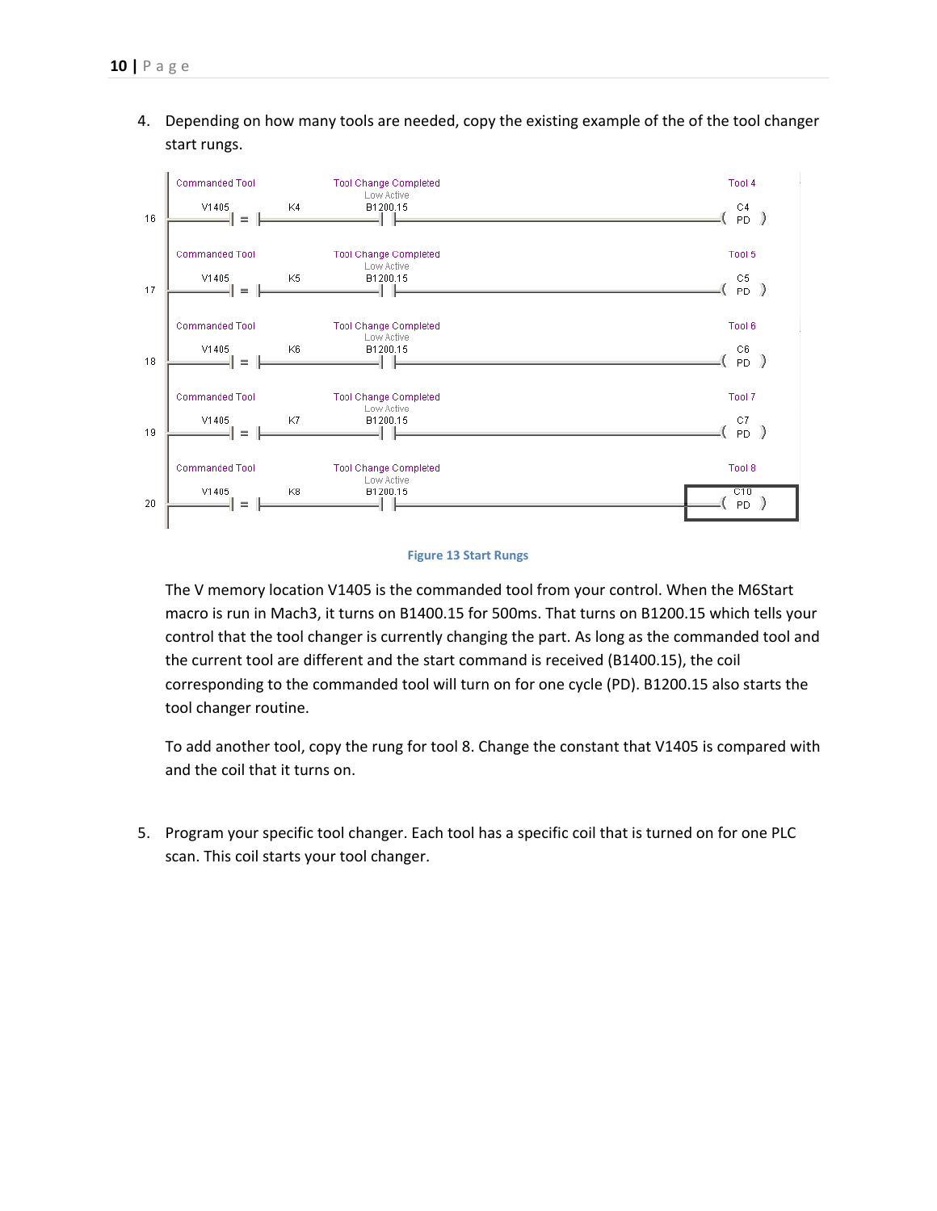4. Depending on how many tools are needed, copy the existing example of the of the tool changer start rungs.

Figure 13 Start Rungs

The V memory location V1405 is the commanded tool from your control. When the M6Start macro is run in Mach3, it turns on B1400.15 for 500ms. That turns on B1200.15 which tells your control that the tool changer is currently changing the part. As long as the commanded tool and the current tool are different and the start command is received (B1400.15), the coil corresponding to the commanded tool will turn on for one cycle (PD). B1200.15 also starts the tool changer routine.

To add another tool, copy the rung for tool 8. Change the constant that V1405 is compared with and the coil that it turns on.

5. Program your specific tool changer. Each tool has a specific coil that is turned on for one PLC scan. This coil starts your tool changer.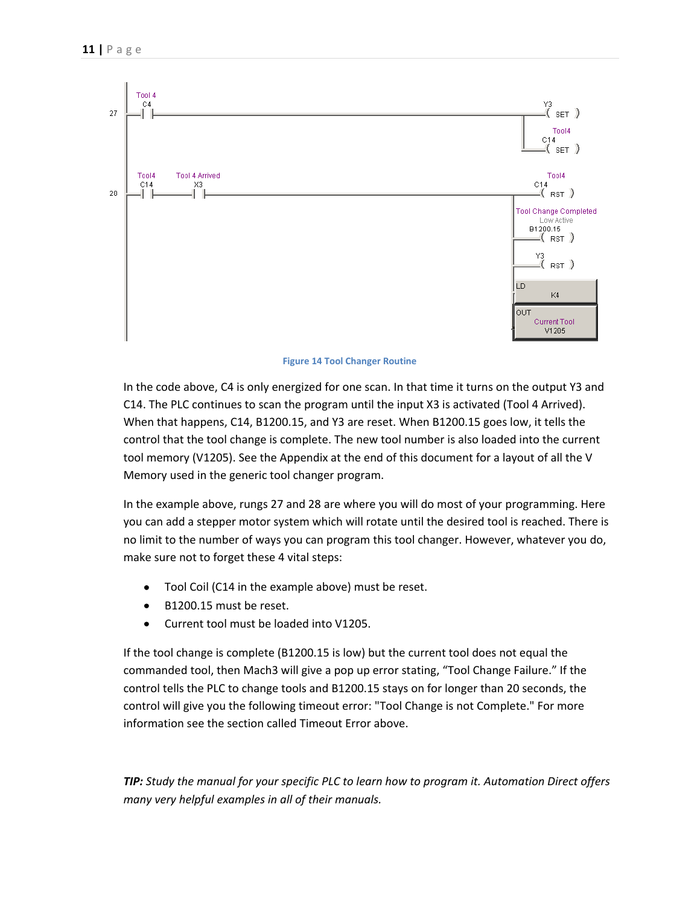Figure 14 Tool Changer Routine

In the code above, C4 is only energized for one scan. In that time it turns on the output Y3 and C14. The PLC continues to scan the program until the input X3 is activated (Tool 4 Arrived). When that happens, C14, B1200.15, and Y3 are reset. When B1200.15 goes low, it tells the control that the tool change is complete. The new tool number is also loaded into the current tool memory (V1205). See the Appendix at the end of this document for a layout of all the V Memory used in the generic tool changer program.

In the example above, rungs 27 and 28 are where you will do most of your programming. Here you can add a stepper motor system which will rotate until the desired tool is reached. There is no limit to the number of ways you can program this tool changer. However, whatever you do, make sure not to forget these 4 vital steps:

- Tool Coil (C14 in the example above) must be reset.
- B1200.15 must be reset.
- Current tool must be loaded into V1205.

If the tool change is complete (B1200.15 is low) but the current tool does not equal the commanded tool, then Mach3 will give a pop up error stating, "Tool Change Failure." If the control tells the PLC to change tools and B1200.15 stays on for longer than 20 seconds, the control will give you the following timeout error: "Tool Change is not Complete." For more information see the section called Timeout Error above.

***TIP:*** *Study the manual for your specific PLC to learn how to program it. Automation Direct offers many very helpful examples in all of their manuals.*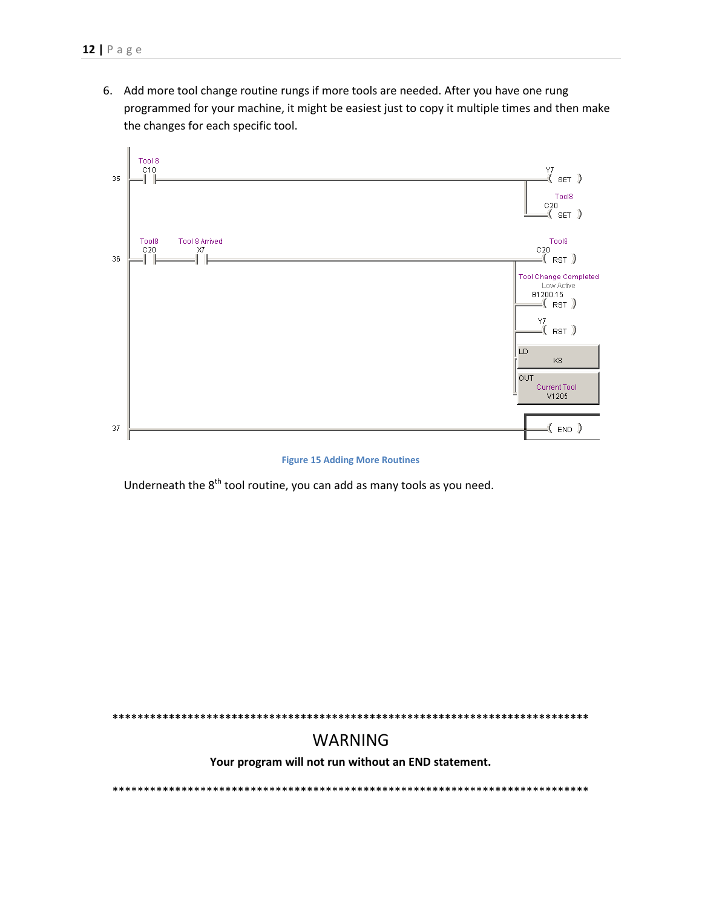6. Add more tool change routine rungs if more tools are needed. After you have one rung programmed for your machine, it might be easiest just to copy it multiple times and then make the changes for each specific tool.

Figure 15 Adding More Routines

Underneath the 8th tool routine, you can add as many tools as you need.

********************************************************************************

WARNING

**Your program will not run without an END statement.**

********************************************************************************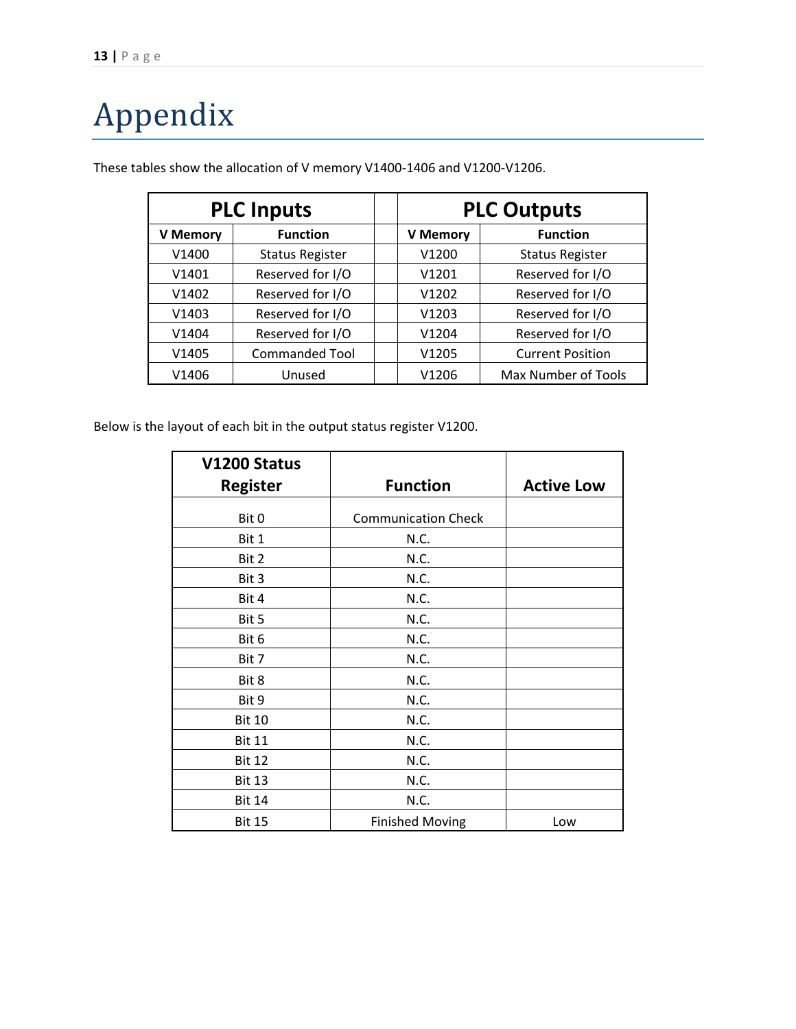# Appendix

These tables show the allocation of V memory V1400-1406 and V1200-V1206.

| PLC Inputs | | | PLC Outputs | |
|---|---|---|---|---|
| **V Memory** | **Function** | | **V Memory** | **Function** |
| V1400 | Status Register | | V1200 | Status Register |
| V1401 | Reserved for I/O | | V1201 | Reserved for I/O |
| V1402 | Reserved for I/O | | V1202 | Reserved for I/O |
| V1403 | Reserved for I/O | | V1203 | Reserved for I/O |
| V1404 | Reserved for I/O | | V1204 | Reserved for I/O |
| V1405 | Commanded Tool | | V1205 | Current Position |
| V1406 | Unused | | V1206 | Max Number of Tools |

Below is the layout of each bit in the output status register V1200.

| V1200 Status Register | Function | Active Low |
|---|---|---|
| Bit 0 | Communication Check | |
| Bit 1 | N.C. | |
| Bit 2 | N.C. | |
| Bit 3 | N.C. | |
| Bit 4 | N.C. | |
| Bit 5 | N.C. | |
| Bit 6 | N.C. | |
| Bit 7 | N.C. | |
| Bit 8 | N.C. | |
| Bit 9 | N.C. | |
| Bit 10 | N.C. | |
| Bit 11 | N.C. | |
| Bit 12 | N.C. | |
| Bit 13 | N.C. | |
| Bit 14 | N.C. | |
| Bit 15 | Finished Moving | Low |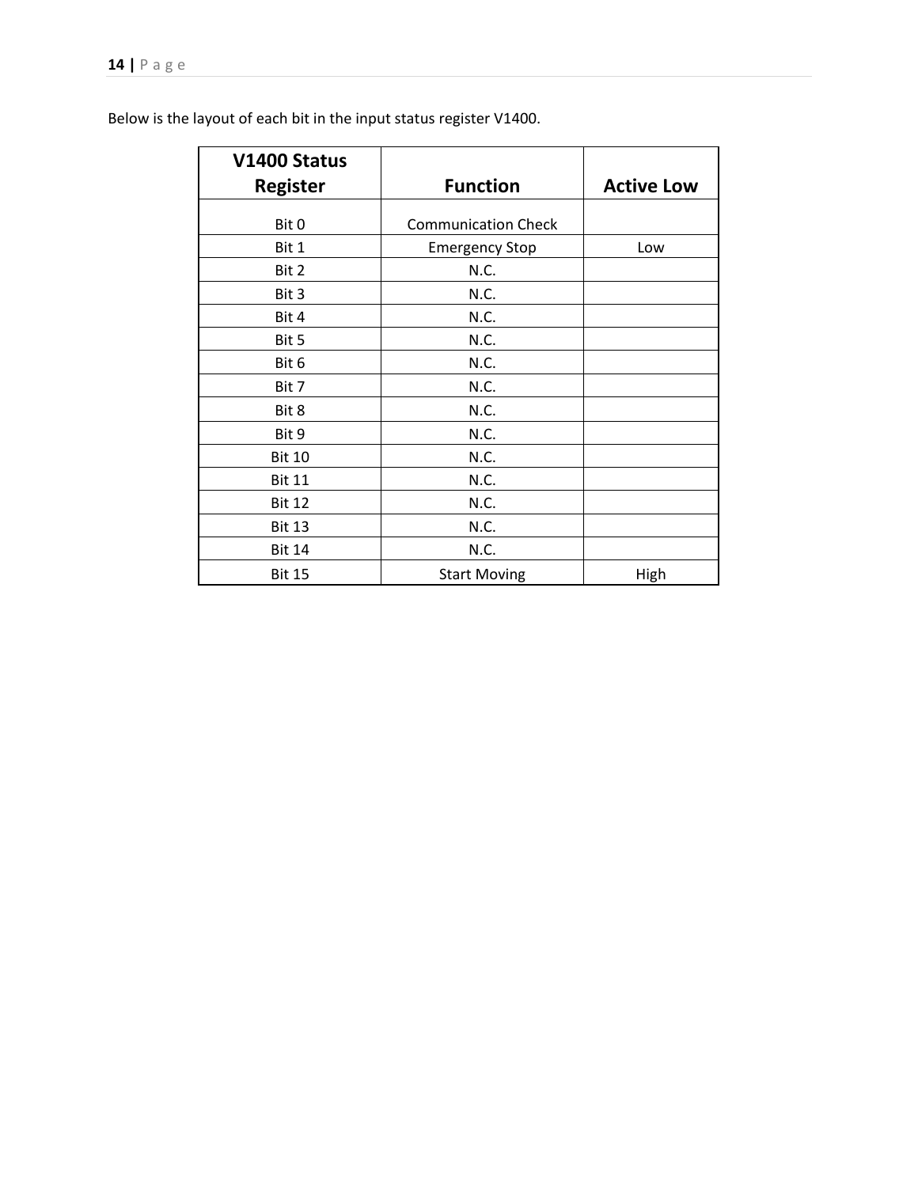Below is the layout of each bit in the input status register V1400.

| V1400 Status Register | Function | Active Low |
|---|---|---|
| Bit 0 | Communication Check | |
| Bit 1 | Emergency Stop | Low |
| Bit 2 | N.C. | |
| Bit 3 | N.C. | |
| Bit 4 | N.C. | |
| Bit 5 | N.C. | |
| Bit 6 | N.C. | |
| Bit 7 | N.C. | |
| Bit 8 | N.C. | |
| Bit 9 | N.C. | |
| Bit 10 | N.C. | |
| Bit 11 | N.C. | |
| Bit 12 | N.C. | |
| Bit 13 | N.C. | |
| Bit 14 | N.C. | |
| Bit 15 | Start Moving | High |